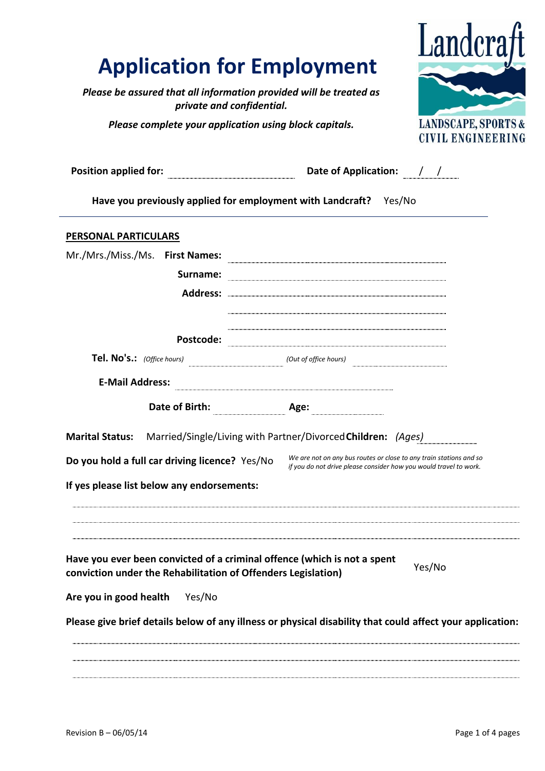# Application for Employment

*Please be assured that all information provided will be treated as private and confidential.*

*Please complete your application using block capitals.*

Landcraft
LANDSCAPE, SPORTS & CIVIL ENGINEERING

**Position applied for:** .................................... **Date of Application:** ...../...../.....

**Have you previously applied for employment with Landcraft?** Yes/No

---

**PERSONAL PARTICULARS**

Mr./Mrs./Miss./Ms. **First Names:** ....................................................

**Surname:** ....................................................

**Address:** ....................................................

....................................................

....................................................

**Postcode:** ....................................................

**Tel. No's.:** *(Office hours)* .............................. *(Out of office hours)* ..............................

**E-Mail Address:** ....................................................

**Date of Birth:** .................... **Age:** ....................

**Marital Status:** Married/Single/Living with Partner/Divorced **Children:** *(Ages)* ....................

**Do you hold a full car driving licence?** Yes/No

*We are not on any bus routes or close to any train stations and so if you do not drive please consider how you would travel to work.*

**If yes please list below any endorsements:**

....................................................................................................

....................................................................................................

....................................................................................................

**Have you ever been convicted of a criminal offence (which is not a spent conviction under the Rehabilitation of Offenders Legislation)** Yes/No

**Are you in good health** Yes/No

**Please give brief details below of any illness or physical disability that could affect your application:**

....................................................................................................

....................................................................................................

....................................................................................................

Revision B – 06/05/14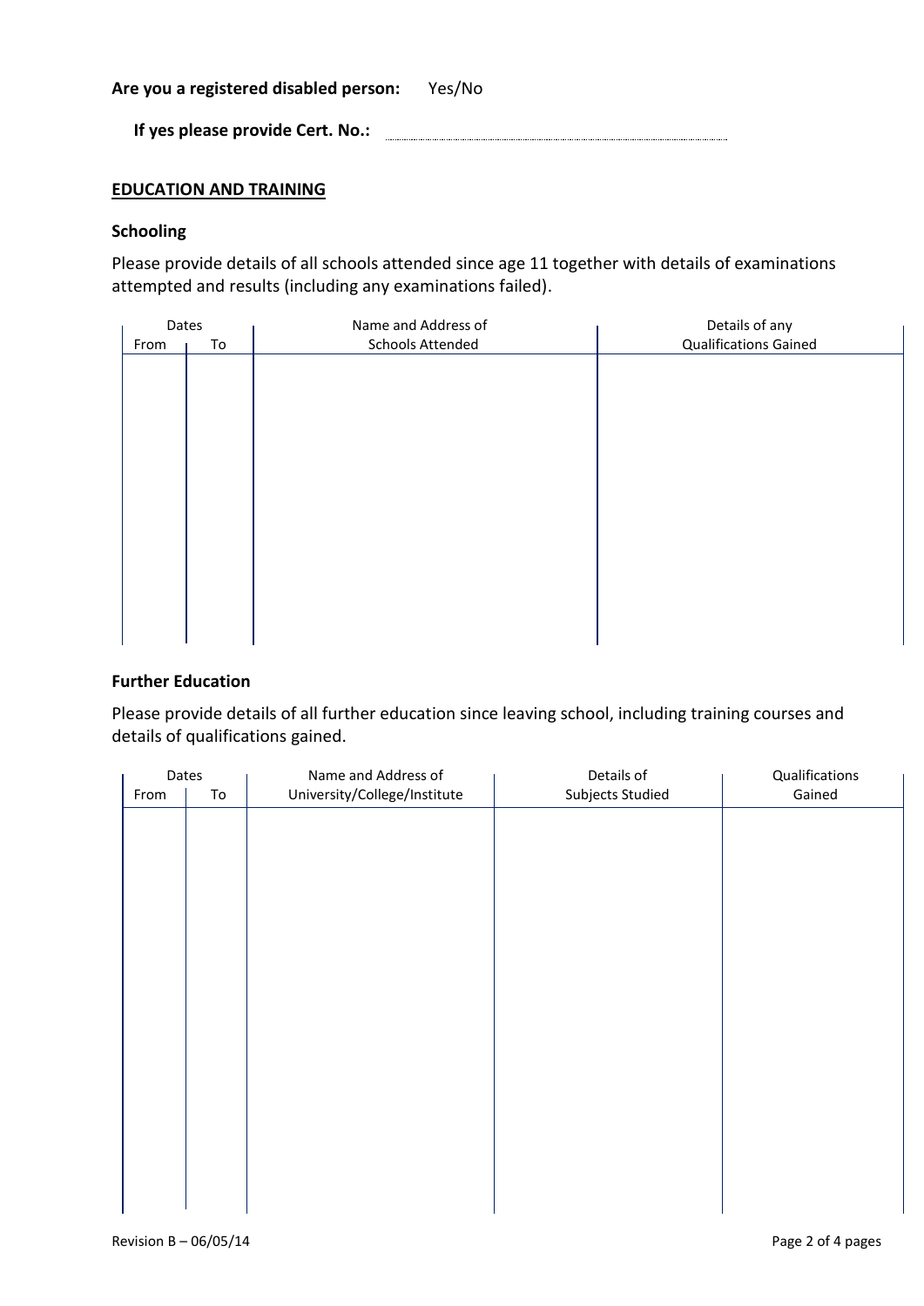**Are you a registered disabled person:** Yes/No

**If yes please provide Cert. No.:** ..............................................................

## EDUCATION AND TRAINING

### Schooling

Please provide details of all schools attended since age 11 together with details of examinations attempted and results (including any examinations failed).

| Dates | | Name and Address of Schools Attended | Details of any Qualifications Gained |
|---|---|---|---|
| From | To | | |
| | | | |

### Further Education

Please provide details of all further education since leaving school, including training courses and details of qualifications gained.

| Dates | | Name and Address of University/College/Institute | Details of Subjects Studied | Qualifications Gained |
|---|---|---|---|---|
| From | To | | | |
| | | | | |

Revision B – 06/05/14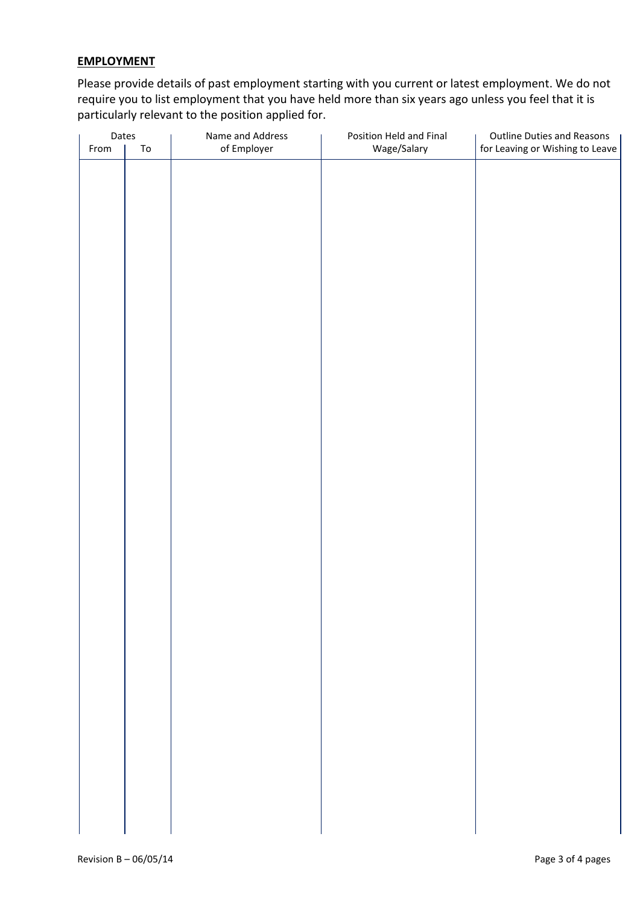## EMPLOYMENT

Please provide details of past employment starting with you current or latest employment. We do not require you to list employment that you have held more than six years ago unless you feel that it is particularly relevant to the position applied for.

| Dates | | Name and Address of Employer | Position Held and Final Wage/Salary | Outline Duties and Reasons for Leaving or Wishing to Leave |
|---|---|---|---|---|
| From | To | | | |
| | | | | |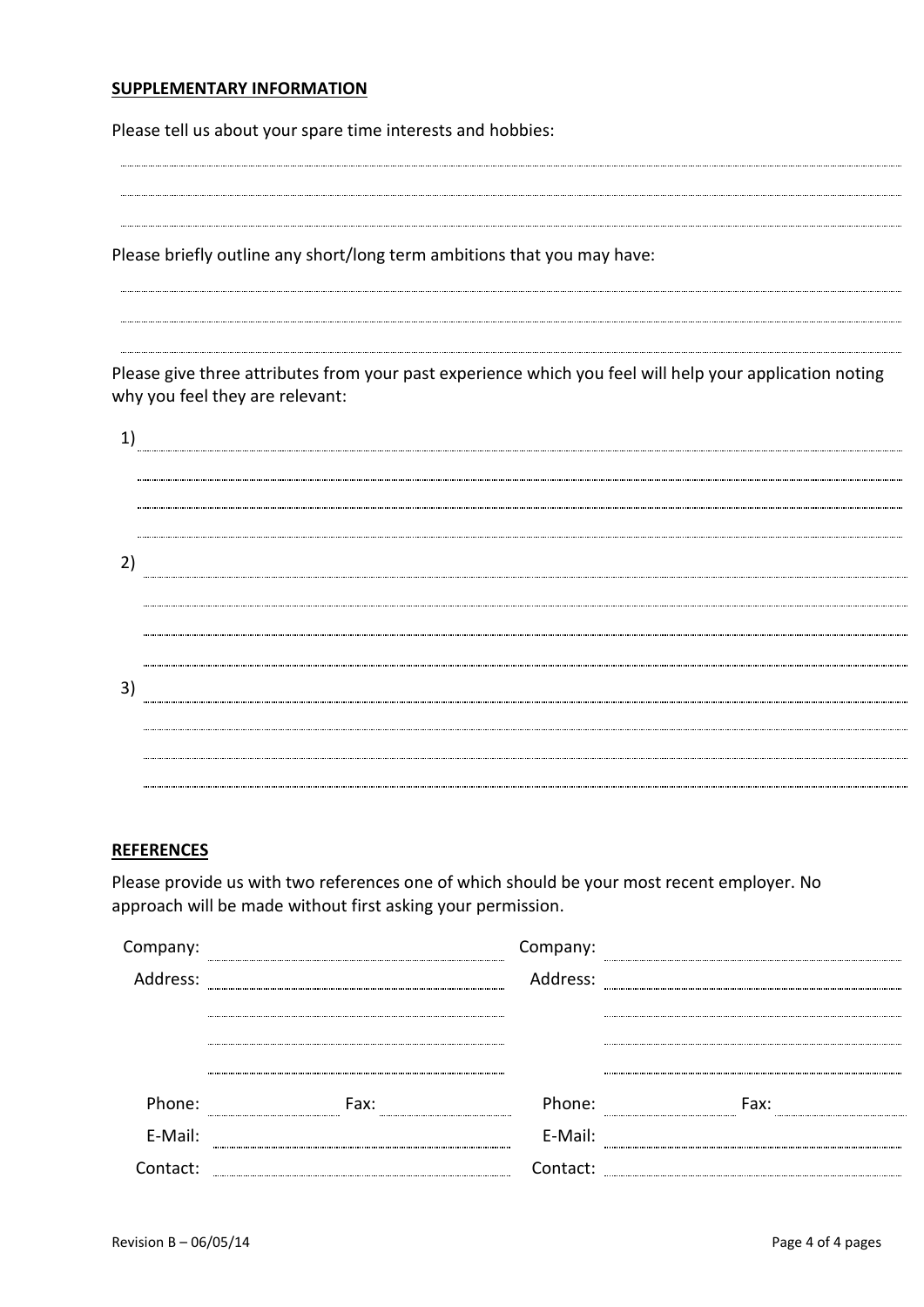**SUPPLEMENTARY INFORMATION**

Please tell us about your spare time interests and hobbies:

Please briefly outline any short/long term ambitions that you may have:

Please give three attributes from your past experience which you feel will help your application noting why you feel they are relevant:

1)

2)

3)

**REFERENCES**

Please provide us with two references one of which should be your most recent employer. No approach will be made without first asking your permission.

| | | | |
|---|---|---|---|
| Company: | | Company: | |
| Address: | | Address: | |
| Phone: | Fax: | Phone: | Fax: |
| E-Mail: | | E-Mail: | |
| Contact: | | Contact: | |

Revision B – 06/05/14